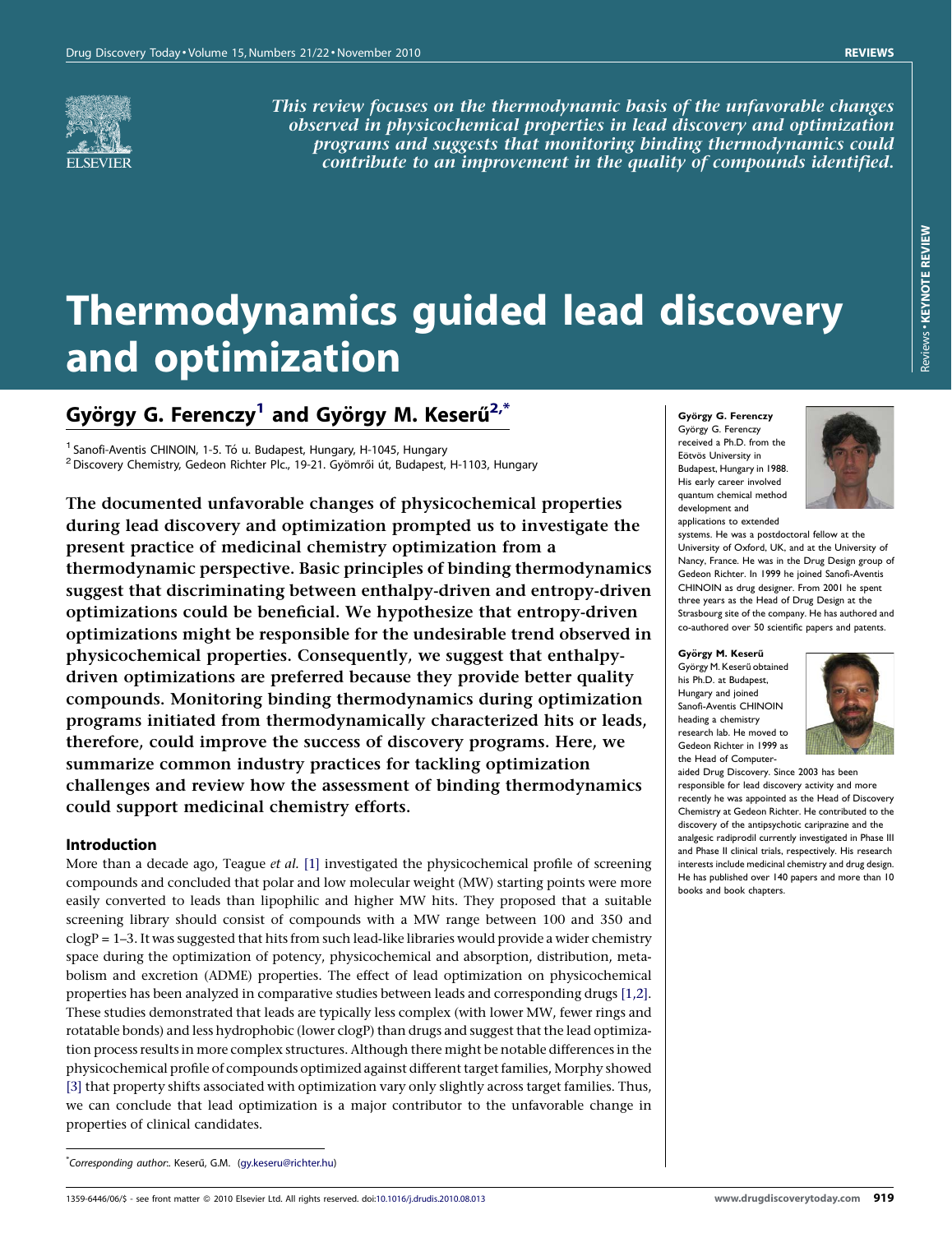*This review focuses on the thermodynamic basis of the unfavorable changes observed in physicochemical properties in lead discovery and optimization programs and suggests that monitoring binding thermodynamics could contribute to an improvement in the quality of compounds identified.*

# Thermodynamics guided lead discovery and optimization

## György G. Ferenczy[1] and György M. Keserű[2,*]

[1] Sanofi-Aventis CHINOIN, 1-5. Tó u. Budapest, Hungary, H-1045, Hungary
[2] Discovery Chemistry, Gedeon Richter Plc., 19-21. Gyömrői út, Budapest, H-1103, Hungary

**The documented unfavorable changes of physicochemical properties during lead discovery and optimization prompted us to investigate the present practice of medicinal chemistry optimization from a thermodynamic perspective. Basic principles of binding thermodynamics suggest that discriminating between enthalpy-driven and entropy-driven optimizations could be beneficial. We hypothesize that entropy-driven optimizations might be responsible for the undesirable trend observed in physicochemical properties. Consequently, we suggest that enthalpy-driven optimizations are preferred because they provide better quality compounds. Monitoring binding thermodynamics during optimization programs initiated from thermodynamically characterized hits or leads, therefore, could improve the success of discovery programs. Here, we summarize common industry practices for tackling optimization challenges and review how the assessment of binding thermodynamics could support medicinal chemistry efforts.**

### Introduction

More than a decade ago, Teague *et al.* [1] investigated the physicochemical profile of screening compounds and concluded that polar and low molecular weight (MW) starting points were more easily converted to leads than lipophilic and higher MW hits. They proposed that a suitable screening library should consist of compounds with a MW range between 100 and 350 and clogP = 1–3. It was suggested that hits from such lead-like libraries would provide a wider chemistry space during the optimization of potency, physicochemical and absorption, distribution, metabolism and excretion (ADME) properties. The effect of lead optimization on physicochemical properties has been analyzed in comparative studies between leads and corresponding drugs [1,2]. These studies demonstrated that leads are typically less complex (with lower MW, fewer rings and rotatable bonds) and less hydrophobic (lower clogP) than drugs and suggest that the lead optimization process results in more complex structures. Although there might be notable differences in the physicochemical profile of compounds optimized against different target families, Morphy showed [3] that property shifts associated with optimization vary only slightly across target families. Thus, we can conclude that lead optimization is a major contributor to the unfavorable change in properties of clinical candidates.

**György G. Ferenczy**
György G. Ferenczy received a Ph.D. from the Eötvös University in Budapest, Hungary in 1988. His early career involved quantum chemical method development and applications to extended systems. He was a postdoctoral fellow at the University of Oxford, UK, and at the University of Nancy, France. He was in the Drug Design group of Gedeon Richter. In 1999 he joined Sanofi-Aventis CHINOIN as drug designer. From 2001 he spent three years as the Head of Drug Design at the Strasbourg site of the company. He has authored and co-authored over 50 scientific papers and patents.

**György M. Keserű**
György M. Keserű obtained his Ph.D. at Budapest, Hungary and joined Sanofi-Aventis CHINOIN heading a chemistry research lab. He moved to Gedeon Richter in 1999 as the Head of Computer-aided Drug Discovery. Since 2003 has been responsible for lead discovery activity and more recently he was appointed as the Head of Discovery Chemistry at Gedeon Richter. He contributed to the discovery of the antipsychotic cariprazine and the analgesic radiprodil currently investigated in Phase III and Phase II clinical trials, respectively. His research interests include medicinal chemistry and drug design. He has published over 140 papers and more than 10 books and book chapters.

*Corresponding author:. Keserű, G.M. (gy.keseru@richter.hu)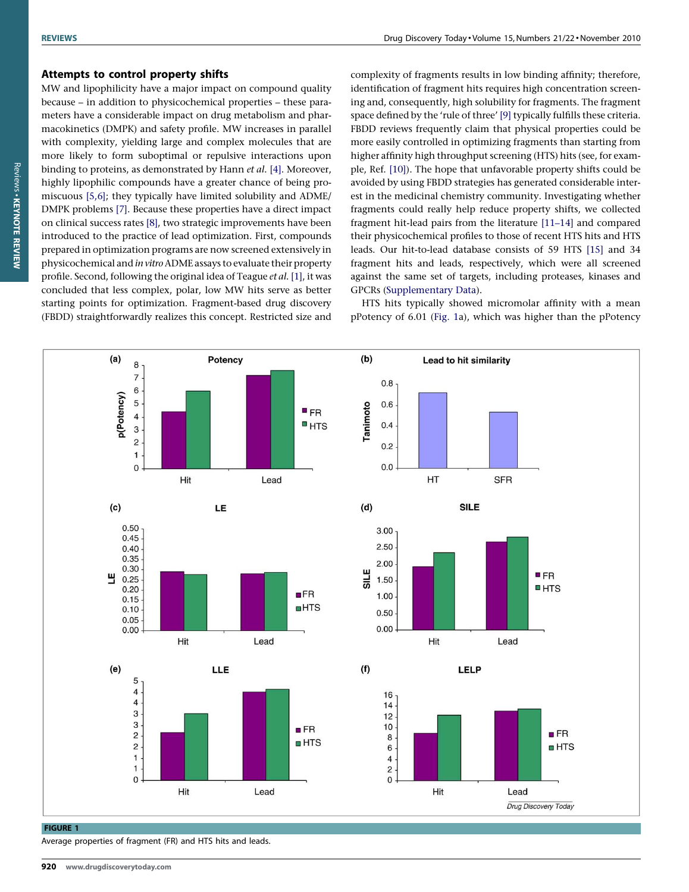## Attempts to control property shifts

MW and lipophilicity have a major impact on compound quality because – in addition to physicochemical properties – these parameters have a considerable impact on drug metabolism and pharmacokinetics (DMPK) and safety profile. MW increases in parallel with complexity, yielding large and complex molecules that are more likely to form suboptimal or repulsive interactions upon binding to proteins, as demonstrated by Hann *et al.* [4]. Moreover, highly lipophilic compounds have a greater chance of being promiscuous [5,6]; they typically have limited solubility and ADME/DMPK problems [7]. Because these properties have a direct impact on clinical success rates [8], two strategic improvements have been introduced to the practice of lead optimization. First, compounds prepared in optimization programs are now screened extensively in physicochemical and *in vitro* ADME assays to evaluate their property profile. Second, following the original idea of Teague *et al.* [1], it was concluded that less complex, polar, low MW hits serve as better starting points for optimization. Fragment-based drug discovery (FBDD) straightforwardly realizes this concept. Restricted size and complexity of fragments results in low binding affinity; therefore, identification of fragment hits requires high concentration screening and, consequently, high solubility for fragments. The fragment space defined by the 'rule of three' [9] typically fulfills these criteria. FBDD reviews frequently claim that physical properties could be more easily controlled in optimizing fragments than starting from higher affinity high throughput screening (HTS) hits (see, for example, Ref. [10]). The hope that unfavorable property shifts could be avoided by using FBDD strategies has generated considerable interest in the medicinal chemistry community. Investigating whether fragments could really help reduce property shifts, we collected fragment hit-lead pairs from the literature [11–14] and compared their physicochemical profiles to those of recent HTS hits and HTS leads. Our hit-to-lead database consists of 59 HTS [15] and 34 fragment hits and leads, respectively, which were all screened against the same set of targets, including proteases, kinases and GPCRs (Supplementary Data).

HTS hits typically showed micromolar affinity with a mean pPotency of 6.01 (Fig. 1a), which was higher the pPotency

FIGURE 1

Average properties of fragment (FR) and HTS hits and leads.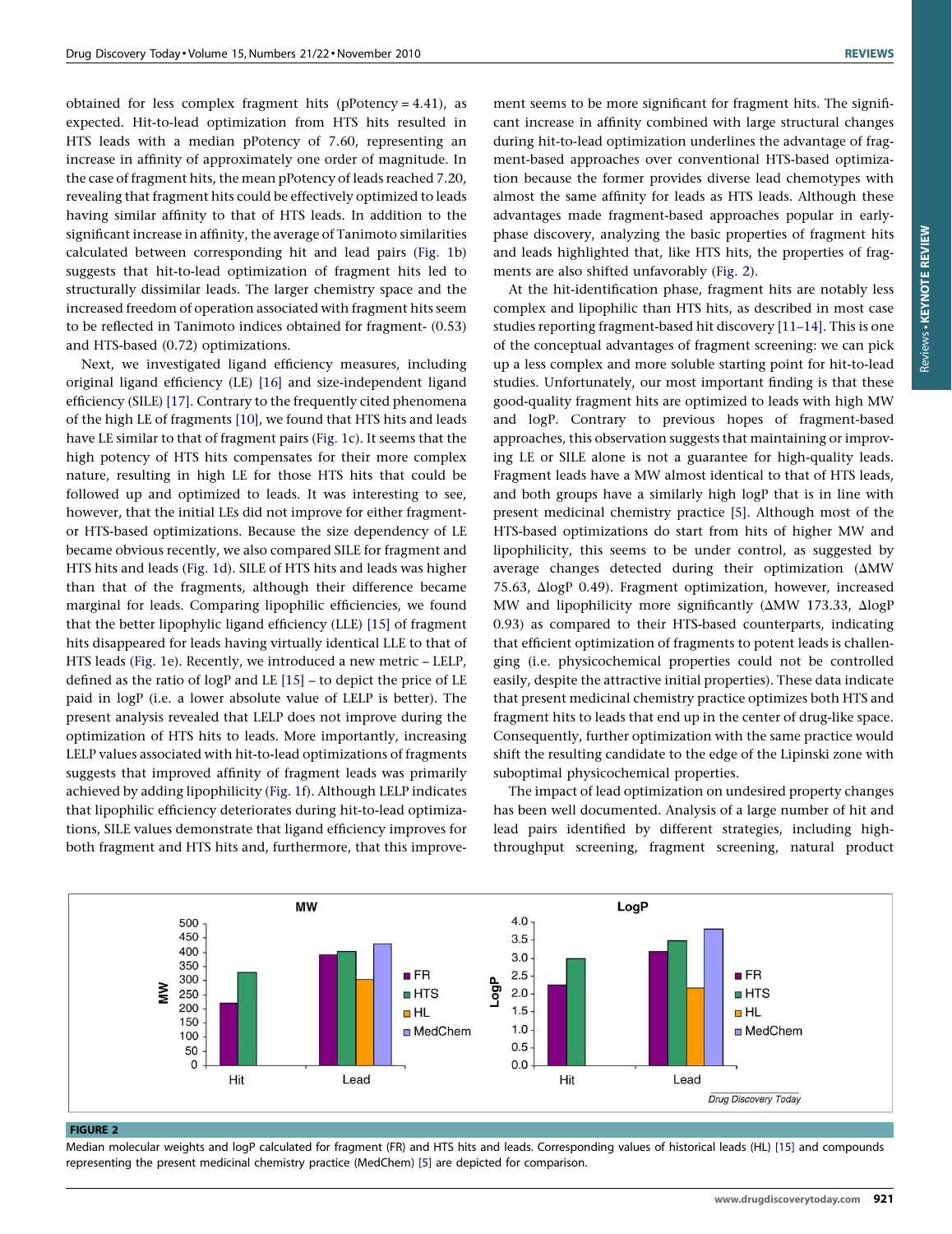obtained for less complex fragment hits (pPotency = 4.41), as expected. Hit-to-lead optimization from HTS hits resulted in HTS leads with a median pPotency of 7.60, representing an increase in affinity of approximately one order of magnitude. In the case of fragment hits, the mean pPotency of leads reached 7.20, revealing that fragment hits could be effectively optimized to leads having similar affinity to that of HTS leads. In addition to the significant increase in affinity, the average of Tanimoto similarities calculated between corresponding hit and lead pairs (Fig. 1b) suggests that hit-to-lead optimization of fragment hits led to structurally dissimilar leads. The larger chemistry space and the increased freedom of operation associated with fragment hits seem to be reflected in Tanimoto indices obtained for fragment- (0.53) and HTS-based (0.72) optimizations.

Next, we investigated ligand efficiency measures, including original ligand efficiency (LE) [16] and size-independent ligand efficiency (SILE) [17]. Contrary to the frequently cited phenomena of the high LE of fragments [10], we found that HTS hits and leads have LE similar to that of fragment pairs (Fig. 1c). It seems that the high potency of HTS hits compensates for their more complex nature, resulting in high LE for those HTS hits that could be followed up and optimized to leads. It was interesting to see, however, that the initial LEs did not improve for either fragment- or HTS-based optimizations. Because the size dependency of LE became obvious recently, we also compared SILE for fragment and HTS hits and leads (Fig. 1d). SILE of HTS hits and leads was higher than that of the fragments, although their difference became marginal for leads. Comparing lipophilic efficiencies, we found that the better lipophylic ligand efficiency (LLE) [15] of fragment hits disappeared for leads having virtually identical LLE to that of HTS leads (Fig. 1e). Recently, we introduced a new metric – LELP, defined as the ratio of logP and LE [15] – to depict the price of LE paid in logP (i.e. a lower absolute value of LELP is better). The present analysis revealed that LELP does not improve during the optimization of HTS hits to leads. More importantly, increasing LELP values associated with hit-to-lead optimizations of fragments suggests that improved affinity of fragment leads was primarily achieved by adding lipophilicity (Fig. 1f). Although LELP indicates that lipophilic efficiency deteriorates during hit-to-lead optimizations, SILE values demonstrate that ligand efficiency improves for both fragment and HTS hits and, furthermore, that this improvement seems to be more significant for fragment hits. The significant increase in affinity combined with large structural changes during hit-to-lead optimization underlines the advantage of fragment-based approaches over conventional HTS-based optimization because the former provides diverse lead chemotypes with almost the same affinity for leads as HTS leads. Although these advantages made fragment-based approaches popular in early-phase discovery, analyzing the basic properties of fragment hits and leads highlighted that, like HTS hits, the properties of fragments are also shifted unfavorably (Fig. 2).

At the hit-identification phase, fragment hits are notably less complex and lipophilic than HTS hits, as described in most case studies reporting fragment-based hit discovery [11–14]. This is one of the conceptual advantages of fragment screening: we can pick up a less complex and more soluble starting point for hit-to-lead studies. Unfortunately, our most important finding is that these good-quality fragment hits are optimized to leads with high MW and logP. Contrary to previous hopes of fragment-based approaches, this observation suggests that maintaining or improving LE or SILE alone is not a guarantee for high-quality leads. Fragment leads have a MW almost identical to that of HTS leads, and both groups have a similarly high logP that is in line with present medicinal chemistry practice [5]. Although most of the HTS-based optimizations do start from hits of higher MW and lipophilicity, this seems to be under control, as suggested by average changes detected during their optimization ($\Delta$MW 75.63, $\Delta$logP 0.49). Fragment optimization, however, increased MW and lipophilicity more significantly ($\Delta$MW 173.33, $\Delta$logP 0.93) as compared to their HTS-based counterparts, indicating that efficient optimization of fragments to potent leads is challenging (i.e. physicochemical properties could not be controlled easily, despite the attractive initial properties). These data indicate that present medicinal chemistry practice optimizes both HTS and fragment hits to leads that end up in the center of drug-like space. Consequently, further optimization with the same practice would shift the resulting candidate to the edge of the Lipinski zone with suboptimal physicochemical properties.

The impact of lead optimization on undesired property changes has been well documented. Analysis of a large number of hit and lead pairs identified by different strategies, including high-throughput screening, fragment screening, natural product

**FIGURE 2**

Median molecular weights and logP calculated for fragment (FR) and HTS hits and leads. Corresponding values of historical leads (HL) [15] and compounds representing the present medicinal chemistry practice (MedChem) [5] are depicted for comparison.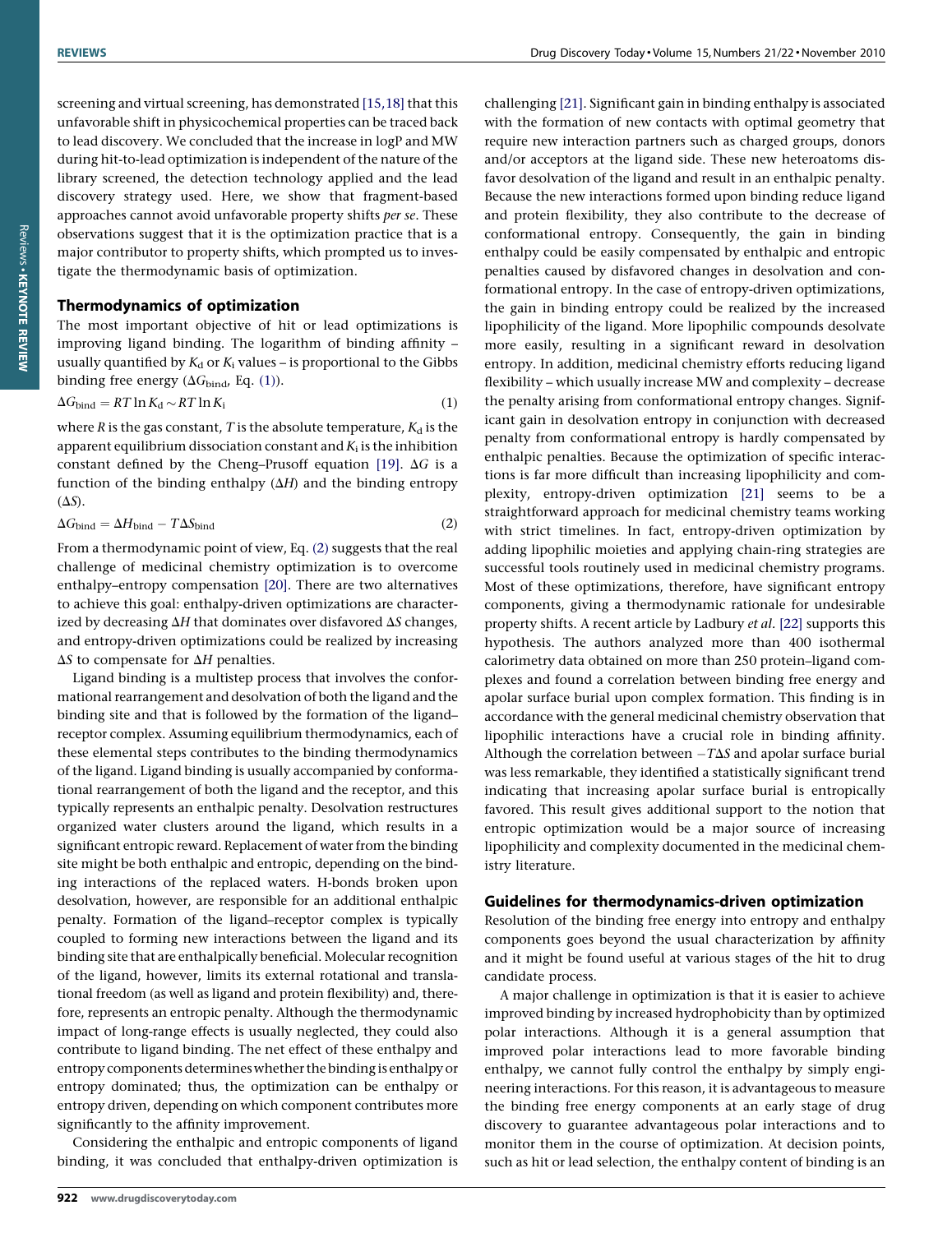screening and virtual screening, has demonstrated [15,18] that this unfavorable shift in physicochemical properties can be traced back to lead discovery. We concluded that the increase in logP and MW during hit-to-lead optimization is independent of the nature of the library screened, the detection technology applied and the lead discovery strategy used. Here, we show that fragment-based approaches cannot avoid unfavorable property shifts *per se*. These observations suggest that it is the optimization practice that is a major contributor to property shifts, which prompted us to investigate the thermodynamic basis of optimization.

## Thermodynamics of optimization

The most important objective of hit or lead optimizations is improving ligand binding. The logarithm of binding affinity – usually quantified by $K_d$ or $K_i$ values – is proportional to the Gibbs binding free energy ($\Delta G_{bind}$, Eq. (1)).

$$\Delta G_{bind} = RT \ln K_d \sim RT \ln K_i \quad (1)$$

where $R$ is the gas constant, $T$ is the absolute temperature, $K_d$ is the apparent equilibrium dissociation constant and $K_i$ is the inhibition constant defined by the Cheng–Prusoff equation [19]. $\Delta G$ is a function of the binding enthalpy ($\Delta H$) and the binding entropy ($\Delta S$).

$$\Delta G_{bind} = \Delta H_{bind} - T\Delta S_{bind} \quad (2)$$

From a thermodynamic point of view, Eq. (2) suggests that the real challenge of medicinal chemistry optimization is to overcome enthalpy–entropy compensation [20]. There are two alternatives to achieve this goal: enthalpy-driven optimizations are characterized by decreasing $\Delta H$ that dominates over disfavored $\Delta S$ changes, and entropy-driven optimizations could be realized by increasing $\Delta S$ to compensate for $\Delta H$ penalties.

Ligand binding is a multistep process that involves the conformational rearrangement and desolvation of both the ligand and the binding site and that is followed by the formation of the ligand–receptor complex. Assuming equilibrium thermodynamics, each of these elemental steps contributes to the binding thermodynamics of the ligand. Ligand binding is usually accompanied by conformational rearrangement of both the ligand and the receptor, and this typically represents an enthalpic penalty. Desolvation restructures organized water clusters around the ligand, which results in a significant entropic reward. Replacement of water from the binding site might be both enthalpic and entropic, depending on the binding interactions of the replaced waters. H-bonds broken upon desolvation, however, are responsible for an additional enthalpic penalty. Formation of the ligand–receptor complex is typically coupled to forming new interactions between the ligand and its binding site that are enthalpically beneficial. Molecular recognition of the ligand, however, limits its external rotational and translational freedom (as well as ligand and protein flexibility) and, therefore, represents an entropic penalty. Although the thermodynamic impact of long-range effects is usually neglected, they could also contribute to ligand binding. The net effect of these enthalpy and entropy components determines whether the binding is enthalpy or entropy dominated; thus, the optimization can be enthalpy or entropy driven, depending on which component contributes more significantly to the affinity improvement.

Considering the enthalpic and entropic components of ligand binding, it was concluded that enthalpy-driven optimization is challenging [21]. Significant gain in binding enthalpy is associated with the formation of new contacts with optimal geometry that require new interaction partners such as charged groups, donors and/or acceptors at the ligand side. These new heteroatoms disfavor desolvation of the ligand and result in an enthalpic penalty. Because the new interactions formed upon binding reduce ligand and protein flexibility, they also contribute to the decrease of conformational entropy. Consequently, the gain in binding enthalpy could be easily compensated by enthalpic and entropic penalties caused by disfavored changes in desolvation and conformational entropy. In the case of entropy-driven optimizations, the gain in binding entropy could be realized by the increased lipophilicity of the ligand. More lipophilic compounds desolvate more easily, resulting in a significant reward in desolvation entropy. In addition, medicinal chemistry efforts reducing ligand flexibility – which usually increase MW and complexity – decrease the penalty arising from conformational entropy changes. Significant gain in desolvation entropy in conjunction with decreased penalty from conformational entropy is hardly compensated by enthalpic penalties. Because the optimization of specific interactions is far more difficult than increasing lipophilicity and complexity, entropy-driven optimization [21] seems to be a straightforward approach for medicinal chemistry teams working with strict timelines. In fact, entropy-driven optimization by adding lipophilic moieties and applying chain-ring strategies are successful tools routinely used in medicinal chemistry programs. Most of these optimizations, therefore, have significant entropy components, giving a thermodynamic rationale for undesirable property shifts. A recent article by Ladbury *et al.* [22] supports this hypothesis. The authors analyzed more than 400 isothermal calorimetry data obtained on more than 250 protein–ligand complexes and found a correlation between binding free energy and apolar surface burial upon complex formation. This finding is in accordance with the general medicinal chemistry observation that lipophilic interactions have a crucial role in binding affinity. Although the correlation between $-T\Delta S$ and apolar surface burial was less remarkable, they identified a statistically significant trend indicating that increasing apolar surface burial is entropically favored. This result gives additional support to the notion that entropic optimization would be a major source of increasing lipophilicity and complexity documented in the medicinal chemistry literature.

## Guidelines for thermodynamics-driven optimization

Resolution of the binding free energy into entropy and enthalpy components goes beyond the usual characterization by affinity and it might be found useful at various stages of the hit to drug candidate process.

A major challenge in optimization is that it is easier to achieve improved binding by increased hydrophobicity than by optimized polar interactions. Although it is a general assumption that improved polar interactions lead to more favorable binding enthalpy, we cannot fully control the enthalpy by simply engineering interactions. For this reason, it is advantageous to measure the binding free energy components at an early stage of drug discovery to guarantee advantageous polar interactions and to monitor them in the course of optimization. At decision points, such as hit or lead selection, the enthalpy content of binding is an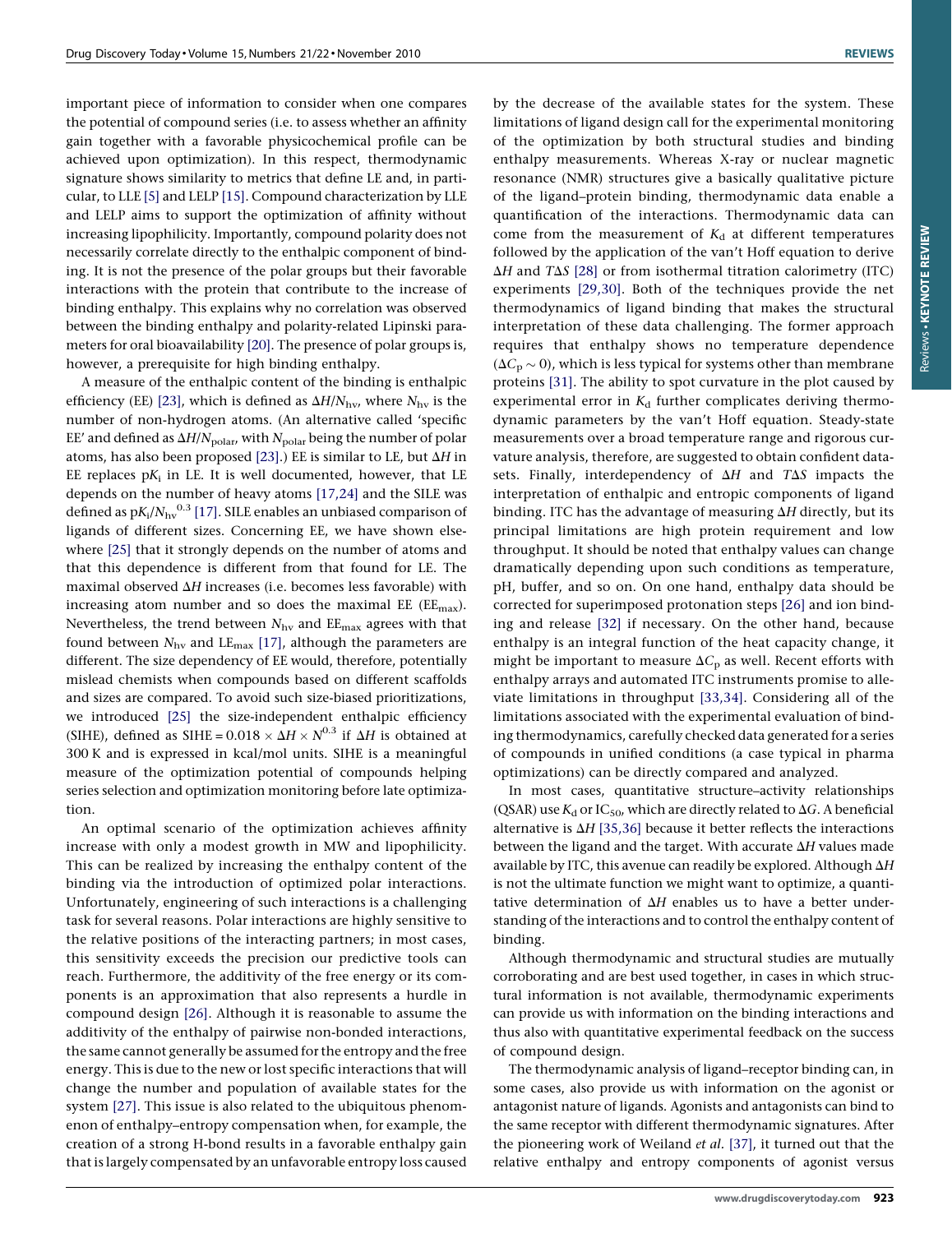important piece of information to consider when one compares the potential of compound series (i.e. to assess whether an affinity gain together with a favorable physicochemical profile can be achieved upon optimization). In this respect, thermodynamic signature shows similarity to metrics that define LE and, in particular, to LLE [5] and LELP [15]. Compound characterization by LLE and LELP aims to support the optimization of affinity without increasing lipophilicity. Importantly, compound polarity does not necessarily correlate directly to the enthalpic component of binding. It is not the presence of the polar groups but their favorable interactions with the protein that contribute to the increase of binding enthalpy. This explains why no correlation was observed between the binding enthalpy and polarity-related Lipinski parameters for oral bioavailability [20]. The presence of polar groups is, however, a prerequisite for high binding enthalpy.

A measure of the enthalpic content of the binding is enthalpic efficiency (EE) [23], which is defined as $\Delta H/N_{hv}$, where $N_{hv}$ is the number of non-hydrogen atoms. (An alternative called 'specific EE' and defined as $\Delta H/N_{polar}$, with $N_{polar}$ being the number of polar atoms, has also been proposed [23].) EE is similar to LE, but $\Delta H$ in EE replaces p$K_i$ in LE. It is well documented, however, that LE depends on the number of heavy atoms [17,24] and the SILE was defined as p$K_i/N_{hv}^{0.3}$ [17]. SILE enables an unbiased comparison of ligands of different sizes. Concerning EE, we have shown elsewhere [25] that it strongly depends on the number of atoms and that this dependence is different from that found for LE. The maximal observed $\Delta H$ increases (i.e. becomes less favorable) with increasing atom number and so does the maximal EE ($EE_{max}$). Nevertheless, the trend between $N_{hv}$ and $EE_{max}$ agrees with that found between $N_{hv}$ and $LE_{max}$ [17], although the parameters are different. The size dependency of EE would, therefore, potentially mislead chemists when compounds based on different scaffolds and sizes are compared. To avoid such size-biased prioritizations, we introduced [25] the size-independent enthalpic efficiency (SIHE), defined as $\text{SIHE} = 0.018 \times \Delta H \times N^{0.3}$ if $\Delta H$ is obtained at 300 K and is expressed in kcal/mol units. SIHE is a meaningful measure of the optimization potential of compounds helping series selection and optimization monitoring before late optimization.

An optimal scenario of the optimization achieves affinity increase with only a modest growth in MW and lipophilicity. This can be realized by increasing the enthalpy content of the binding via the introduction of optimized polar interactions. Unfortunately, engineering of such interactions is a challenging task for several reasons. Polar interactions are highly sensitive to the relative positions of the interacting partners; in most cases, this sensitivity exceeds the precision our predictive tools can reach. Furthermore, the additivity of the free energy or its components is an approximation that also represents a hurdle in compound design [26]. Although it is reasonable to assume the additivity of the enthalpy of pairwise non-bonded interactions, the same cannot generally be assumed for the entropy and the free energy. This is due to the new or lost specific interactions that will change the number and population of available states for the system [27]. This issue is also related to the ubiquitous phenomenon of enthalpy–entropy compensation when, for example, the creation of a strong H-bond results in a favorable enthalpy gain that is largely compensated by an unfavorable entropy loss caused by the decrease of the available states for the system. These limitations of ligand design call for the experimental monitoring of the optimization by both structural studies and binding enthalpy measurements. Whereas X-ray or nuclear magnetic resonance (NMR) structures give a basically qualitative picture of the ligand–protein binding, thermodynamic data enable a quantification of the interactions. Thermodynamic data can come from the measurement of $K_d$ at different temperatures followed by the application of the van't Hoff equation to derive $\Delta H$ and $T\Delta S$ [28] or from isothermal titration calorimetry (ITC) experiments [29,30]. Both of the techniques provide the net thermodynamics of ligand binding that makes the structural interpretation of these data challenging. The former approach requires that enthalpy shows no temperature dependence ($\Delta C_p \sim 0$), which is less typical for systems other than membrane proteins [31]. The ability to spot curvature in the plot caused by experimental error in $K_d$ further complicates deriving thermodynamic parameters by the van't Hoff equation. Steady-state measurements over a broad temperature range and rigorous curvature analysis, therefore, are suggested to obtain confident datasets. Finally, interdependency of $\Delta H$ and $T\Delta S$ impacts the interpretation of enthalpic and entropic components of ligand binding. ITC has the advantage of measuring $\Delta H$ directly, but its principal limitations are high protein requirement and low throughput. It should be noted that enthalpy values can change dramatically depending upon such conditions as temperature, pH, buffer, and so on. On one hand, enthalpy data should be corrected for superimposed protonation steps [26] and ion binding and release [32] if necessary. On the other hand, because enthalpy is an integral function of the heat capacity change, it might be important to measure $\Delta C_p$ as well. Recent efforts with enthalpy arrays and automated ITC instruments promise to alleviate limitations in throughput [33,34]. Considering all of the limitations associated with the experimental evaluation of binding thermodynamics, carefully checked data generated for a series of compounds in unified conditions (a case typical in pharma optimizations) can be directly compared and analyzed.

In most cases, quantitative structure–activity relationships (QSAR) use $K_d$ or $IC_{50}$, which are directly related to $\Delta G$. A beneficial alternative is $\Delta H$ [35,36] because it better reflects the interactions between the ligand and the target. With accurate $\Delta H$ values made available by ITC, this avenue can readily be explored. Although $\Delta H$ is not the ultimate function we might want to optimize, a quantitative determination of $\Delta H$ enables us to have a better understanding of the interactions and to control the enthalpy content of binding.

Although thermodynamic and structural studies are mutually corroborating and are best used together, in cases in which structural information is not available, thermodynamic experiments can provide us with information on the binding interactions and thus also with quantitative experimental feedback on the success of compound design.

The thermodynamic analysis of ligand–receptor binding can, in some cases, also provide us with information on the agonist or antagonist nature of ligands. Agonists and antagonists can bind to the same receptor with different thermodynamic signatures. After the pioneering work of Weiland *et al.* [37], it turned out that the relative enthalpy and entropy components of agonist versus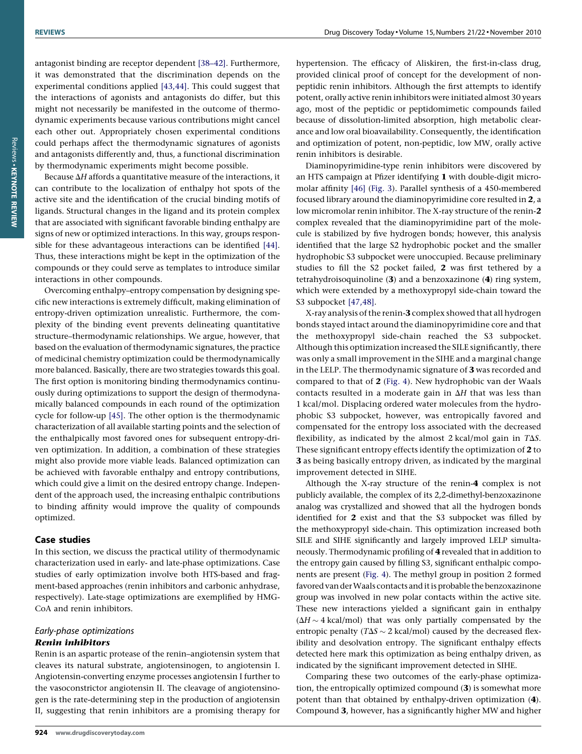antagonist binding are receptor dependent [38–42]. Furthermore, it was demonstrated that the discrimination depends on the experimental conditions applied [43,44]. This could suggest that the interactions of agonists and antagonists do differ, but this might not necessarily be manifested in the outcome of thermodynamic experiments because various contributions might cancel each other out. Appropriately chosen experimental conditions could perhaps affect the thermodynamic signatures of agonists and antagonists differently and, thus, a functional discrimination by thermodynamic experiments might become possible.

Because $\Delta H$ affords a quantitative measure of the interactions, it can contribute to the localization of enthalpy hot spots of the active site and the identification of the crucial binding motifs of ligands. Structural changes in the ligand and its protein complex that are associated with significant favorable binding enthalpy are signs of new or optimized interactions. In this way, groups responsible for these advantageous interactions can be identified [44]. Thus, these interactions might be kept in the optimization of the compounds or they could serve as templates to introduce similar interactions in other compounds.

Overcoming enthalpy–entropy compensation by designing specific new interactions is extremely difficult, making elimination of entropy-driven optimization unrealistic. Furthermore, the complexity of the binding event prevents delineating quantitative structure–thermodynamic relationships. We argue, however, that based on the evaluation of thermodynamic signatures, the practice of medicinal chemistry optimization could be thermodynamically more balanced. Basically, there are two strategies towards this goal. The first option is monitoring binding thermodynamics continuously during optimizations to support the design of thermodynamically balanced compounds in each round of the optimization cycle for follow-up [45]. The other option is the thermodynamic characterization of all available starting points and the selection of the enthalpically most favored ones for subsequent entropy-driven optimization. In addition, a combination of these strategies might also provide more viable leads. Balanced optimization can be achieved with favorable enthalpy and entropy contributions, which could give a limit on the desired entropy change. Independent of the approach used, the increasing enthalpic contributions to binding affinity would improve the quality of compounds optimized.

## Case studies

In this section, we discuss the practical utility of thermodynamic characterization used in early- and late-phase optimizations. Case studies of early optimization involve both HTS-based and fragment-based approaches (renin inhibitors and carbonic anhydrase, respectively). Late-stage optimizations are exemplified by HMG-CoA and renin inhibitors.

### *Early-phase optimizations*

#### ***Renin inhibitors***

Renin is an aspartic protease of the renin–angiotensin system that cleaves its natural substrate, angiotensinogen, to angiotensin I. Angiotensin-converting enzyme processes angiotensin I further to the vasoconstrictor angiotensin II. The cleavage of angiotensinogen is the rate-determining step in the production of angiotensin II, suggesting that renin inhibitors are a promising therapy for hypertension. The efficacy of Aliskiren, the first-in-class drug, provided clinical proof of concept for the development of non-peptidic renin inhibitors. Although the first attempts to identify potent, orally active renin inhibitors were initiated almost 30 years ago, most of the peptidic or peptidomimetic compounds failed because of dissolution-limited absorption, high metabolic clearance and low oral bioavailability. Consequently, the identification and optimization of potent, non-peptidic, low MW, orally active renin inhibitors is desirable.

Diaminopyrimidine-type renin inhibitors were discovered by an HTS campaign at Pfizer identifying **1** with double-digit micromolar affinity [46] (Fig. 3). Parallel synthesis of a 450-membered focused library around the diaminopyrimidine core resulted in **2**, a low micromolar renin inhibitor. The X-ray structure of the renin-**2** complex revealed that the diaminopyrimidine part of the molecule is stabilized by five hydrogen bonds; however, this analysis identified that the large S2 hydrophobic pocket and the smaller hydrophobic S3 subpocket were unoccupied. Because preliminary studies to fill the S2 pocket failed, **2** was first tethered by a tetrahydroisoquinoline (**3**) and a benzoxazinone (**4**) ring system, which were extended by a methoxypropyl side-chain toward the S3 subpocket [47,48].

X-ray analysis of the renin-**3** complex showed that all hydrogen bonds stayed intact around the diaminopyrimidine core and that the methoxypropyl side-chain reached the S3 subpocket. Although this optimization increased the SILE significantly, there was only a small improvement in the SIHE and a marginal change in the LELP. The thermodynamic signature of **3** was recorded and compared to that of **2** (Fig. 4). New hydrophobic van der Waals contacts resulted in a moderate gain in $\Delta H$ that was less than 1 kcal/mol. Displacing ordered water molecules from the hydrophobic S3 subpocket, however, was entropically favored and compensated for the entropy loss associated with the decreased flexibility, as indicated by the almost 2 kcal/mol gain in $T\Delta S$. These significant entropy effects identify the optimization of **2** to **3** as being basically entropy driven, as indicated by the marginal improvement detected in SIHE.

Although the X-ray structure of the renin-**4** complex is not publicly available, the complex of its 2,2-dimethyl-benzoxazinone analog was crystallized and showed that all the hydrogen bonds identified for **2** exist and that the S3 subpocket was filled by the methoxypropyl side-chain. This optimization increased both SILE and SIHE significantly and largely improved LELP simultaneously. Thermodynamic profiling of **4** revealed that in addition to the entropy gain caused by filling S3, significant enthalpic components are present (Fig. 4). The methyl group in position 2 formed favored van der Waals contacts and it is probable the benzoxazinone group was involved in new polar contacts within the active site. These new interactions yielded a significant gain in enthalpy ($\Delta H \sim 4$ kcal/mol) that was only partially compensated by the entropic penalty ($T\Delta S \sim 2$ kcal/mol) caused by the decreased flexibility and desolvation entropy. The significant enthalpy effects detected here mark this optimization as being enthalpy driven, as indicated by the significant improvement detected in SIHE.

Comparing these two outcomes of the early-phase optimization, the entropically optimized compound (**3**) is somewhat more potent than that obtained by enthalpy-driven optimization (**4**). Compound **3**, however, has a significantly higher MW and higher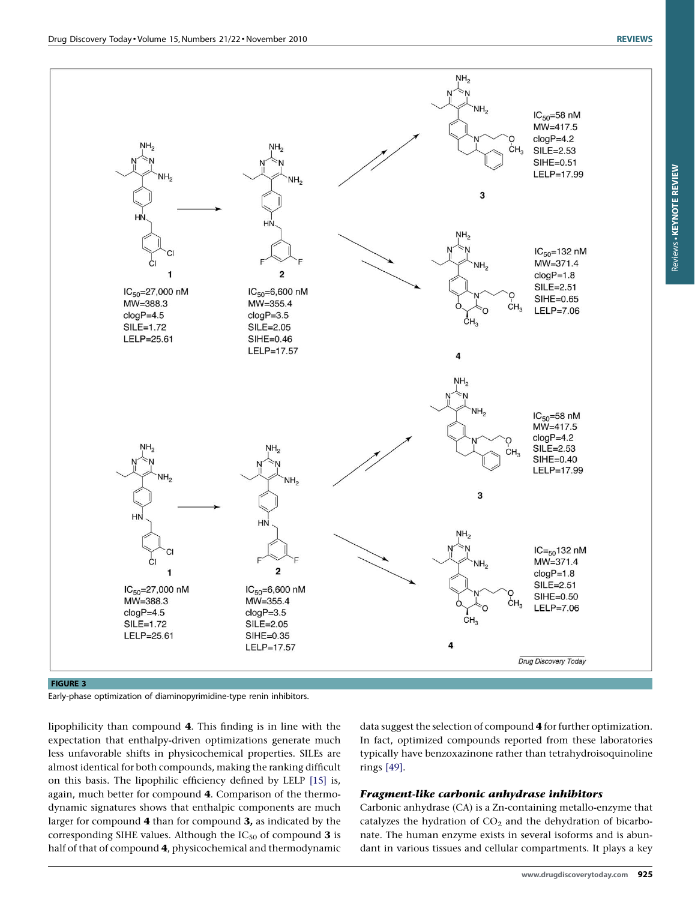FIGURE 3

Early-phase optimization of diaminopyrimidine-type renin inhibitors.

lipophilicity than compound **4**. This finding is in line with the expectation that enthalpy-driven optimizations generate much less unfavorable shifts in physicochemical properties. SILEs are almost identical for both compounds, making the ranking difficult on this basis. The lipophilic efficiency defined by LELP [15] is, again, much better for compound **4**. Comparison of the thermodynamic signatures shows that enthalpic components are much larger for compound **4** than for compound **3,** as indicated by the corresponding SIHE values. Although the $IC_{50}$ of compound **3** is half of that of compound **4**, physicochemical and thermodynamic data suggest the selection of compound **4** for further optimization. In fact, optimized compounds reported from these laboratories typically have benzoxazinone rather than tetrahydroisoquinoline rings [49].

### *Fragment-like carbonic anhydrase inhibitors*

Carbonic anhydrase (CA) is a Zn-containing metallo-enzyme that catalyzes the hydration of $CO_2$ and the dehydration of bicarbonate. The human enzyme exists in several isoforms and is abundant in various tissues and cellular compartments. It plays a key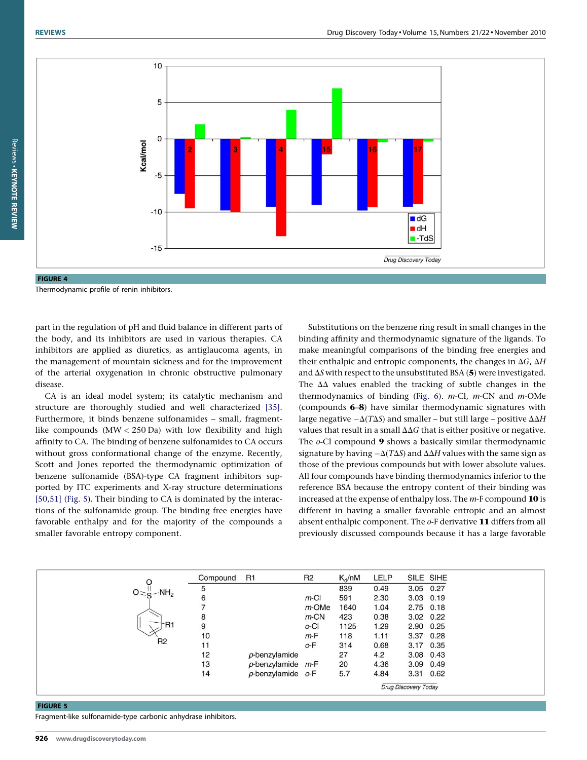FIGURE 4

Thermodynamic profile of renin inhibitors.

part in the regulation of pH and fluid balance in different parts of the body, and its inhibitors are used in various therapies. CA inhibitors are applied as diuretics, as antiglaucoma agents, in the management of mountain sickness and for the improvement of the arterial oxygenation in chronic obstructive pulmonary disease.

CA is an ideal model system; its catalytic mechanism and structure are thoroughly studied and well characterized [35]. Furthermore, it binds benzene sulfonamides – small, fragment-like compounds (MW < 250 Da) with low flexibility and high affinity to CA. The binding of benzene sulfonamides to CA occurs without gross conformational change of the enzyme. Recently, Scott and Jones reported the thermodynamic optimization of benzene sulfonamide (BSA)-type CA fragment inhibitors supported by ITC experiments and X-ray structure determinations [50,51] (Fig. 5). Their binding to CA is dominated by the interactions of the sulfonamide group. The binding free energies have favorable enthalpy and for the majority of the compounds a smaller favorable entropy component.

Substitutions on the benzene ring result in small changes in the binding affinity and thermodynamic signature of the ligands. To make meaningful comparisons of the binding free energies and their enthalpic and entropic components, the changes in $\Delta G$, $\Delta H$ and $\Delta S$ with respect to the unsubstituted BSA (**5**) were investigated. The $\Delta\Delta$ values enabled the tracking of subtle changes in the thermodynamics of binding (Fig. 6). *m*-Cl, *m*-CN and *m*-OMe (compounds **6–8**) have similar thermodynamic signatures with large negative $-\Delta(T\Delta S)$ and smaller – but still large – positive $\Delta\Delta H$ values that result in a small $\Delta\Delta G$ that is either positive or negative. The *o*-Cl compound **9** shows a basically similar thermodynamic signature by having $-\Delta(T\Delta S)$ and $\Delta\Delta H$ values with the same sign as those of the previous compounds but with lower absolute values. All four compounds have binding thermodynamics inferior to the reference BSA because the entropy content of their binding was increased at the expense of enthalpy loss. The *m*-F compound **10** is different in having a smaller favorable entropic and an almost absent enthalpic component. The *o*-F derivative **11** differs from all previously discussed compounds because it has a large favorable

| Compound | R1 | R2 | $K_d$/nM | LELP | SILE | SIHE |
|---|---|---|---|---|---|---|
| 5 | | | 839 | 0.49 | 3.05 | 0.27 |
| 6 | | *m*-Cl | 591 | 2.30 | 3.03 | 0.19 |
| 7 | | *m*-OMe | 1640 | 1.04 | 2.75 | 0.18 |
| 8 | | *m*-CN | 423 | 0.38 | 3.02 | 0.22 |
| 9 | | *o*-Cl | 1125 | 1.29 | 2.90 | 0.25 |
| 10 | | *m*-F | 118 | 1.11 | 3.37 | 0.28 |
| 11 | | *o*-F | 314 | 0.68 | 3.17 | 0.35 |
| 12 | *p*-benzylamide | | 27 | 4.2 | 3.08 | 0.43 |
| 13 | *p*-benzylamide | *m*-F | 20 | 4.36 | 3.09 | 0.49 |
| 14 | *p*-benzylamide | *o*-F | 5.7 | 4.84 | 3.31 | 0.62 |

FIGURE 5

Fragment-like sulfonamide-type carbonic anhydrase inhibitors.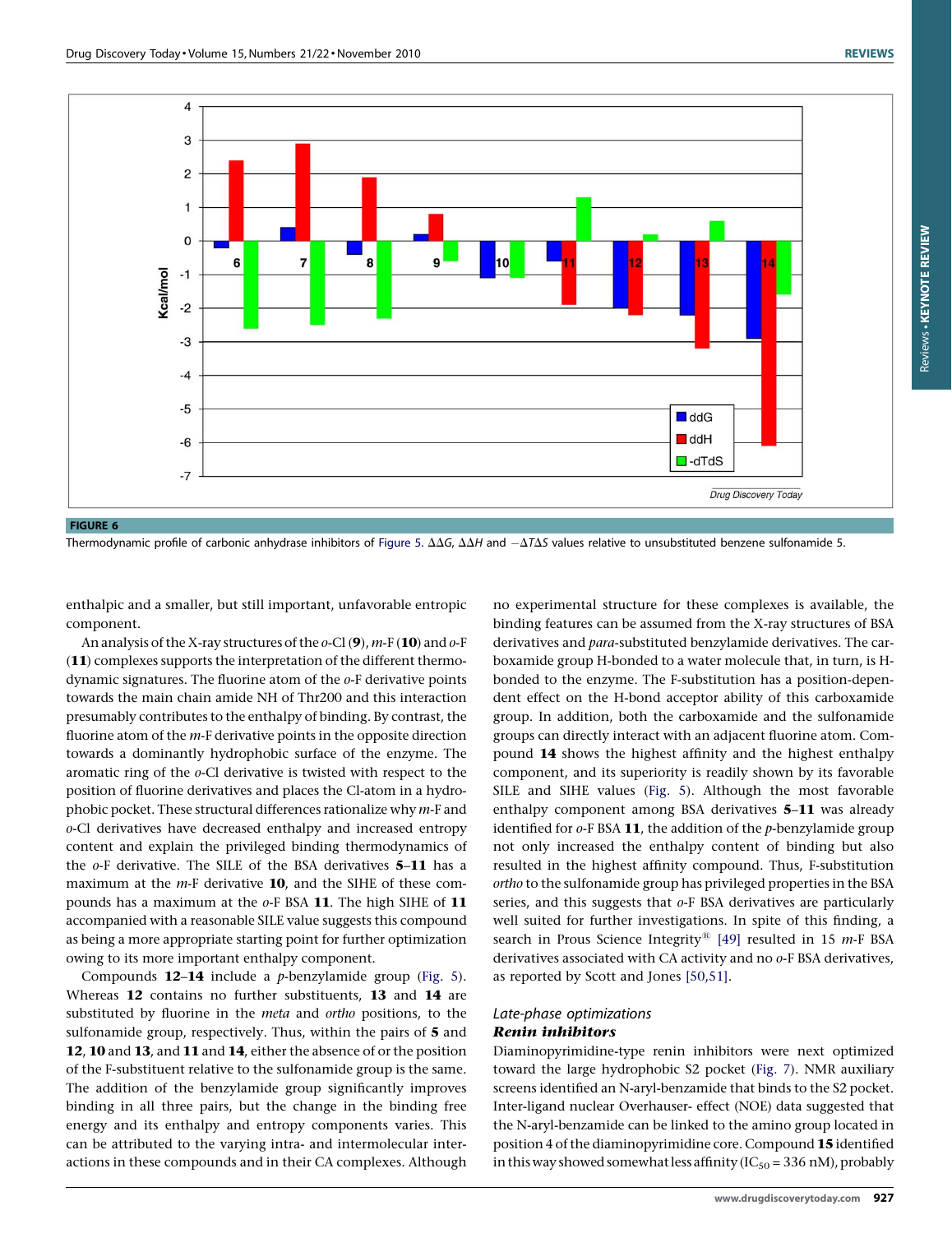FIGURE 6

Thermodynamic profile of carbonic anhydrase inhibitors of Figure 5. $\Delta\Delta G$, $\Delta\Delta H$ and $-\Delta T\Delta S$ values relative to unsubstituted benzene sulfonamide 5.

enthalpic and a smaller, but still important, unfavorable entropic component.

An analysis of the X-ray structures of the *o*-Cl (**9**), *m*-F (**10**) and *o*-F (**11**) complexes supports the interpretation of the different thermodynamic signatures. The fluorine atom of the *o*-F derivative points towards the main chain amide NH of Thr200 and this interaction presumably contributes to the enthalpy of binding. By contrast, the fluorine atom of the *m*-F derivative points in the opposite direction towards a dominantly hydrophobic surface of the enzyme. The aromatic ring of the *o*-Cl derivative is twisted with respect to the position of fluorine derivatives and places the Cl-atom in a hydrophobic pocket. These structural differences rationalize why *m*-F and *o*-Cl derivatives have decreased enthalpy and increased entropy content and explain the privileged binding thermodynamics of the *o*-F derivative. The SILE of the BSA derivatives **5**–**11** has a maximum at the *m*-F derivative **10**, and the SIHE of these compounds has a maximum at the *o*-F BSA **11**. The high SIHE of **11** accompanied with a reasonable SILE value suggests this compound as being a more appropriate starting point for further optimization owing to its more important enthalpy component.

Compounds **12**–**14** include a *p*-benzylamide group (Fig. 5). Whereas **12** contains no further substituents, **13** and **14** are substituted by fluorine in the *meta* and *ortho* positions, to the sulfonamide group, respectively. Thus, within the pairs of **5** and **12**, **10** and **13**, and **11** and **14**, either the absence of or the position of the F-substituent relative to the sulfonamide group is the same. The addition of the benzylamide group significantly improves binding in all three pairs, but the change in the binding free energy and its enthalpy and entropy components varies. This can be attributed to the varying intra- and intermolecular interactions in these compounds and in their CA complexes. Although no experimental structure for these complexes is available, the binding features can be assumed from the X-ray structures of BSA derivatives and *para*-substituted benzylamide derivatives. The carboxamide group H-bonded to a water molecule that, in turn, is H-bonded to the enzyme. The F-substitution has a position-dependent effect on the H-bond acceptor ability of this carboxamide group. In addition, both the carboxamide and the sulfonamide groups can directly interact with an adjacent fluorine atom. Compound **14** shows the highest affinity and the highest enthalpy component, and its superiority is readily shown by its favorable SILE and SIHE values (Fig. 5). Although the most favorable enthalpy component among BSA derivatives **5**–**11** was already identified for *o*-F BSA **11**, the addition of the *p*-benzylamide group not only increased the enthalpy content of binding but also resulted in the highest affinity compound. Thus, F-substitution *ortho* to the sulfonamide group has privileged properties in the BSA series, and this suggests that *o*-F BSA derivatives are particularly well suited for further investigations. In spite of this finding, a search in Prous Science Integrity® [49] resulted in 15 *m*-F BSA derivatives associated with CA activity and no *o*-F BSA derivatives, as reported by Scott and Jones [50,51].

### *Late-phase optimizations*

#### ***Renin inhibitors***

Diaminopyrimidine-type renin inhibitors were next optimized toward the large hydrophobic S2 pocket (Fig. 7). NMR auxiliary screens identified an N-aryl-benzamide that binds to the S2 pocket. Inter-ligand nuclear Overhauser- effect (NOE) data suggested that the N-aryl-benzamide can be linked to the amino group located in position 4 of the diaminopyrimidine core. Compound **15** identified in this way showed somewhat less affinity ($IC_{50}$ = 336 nM), probably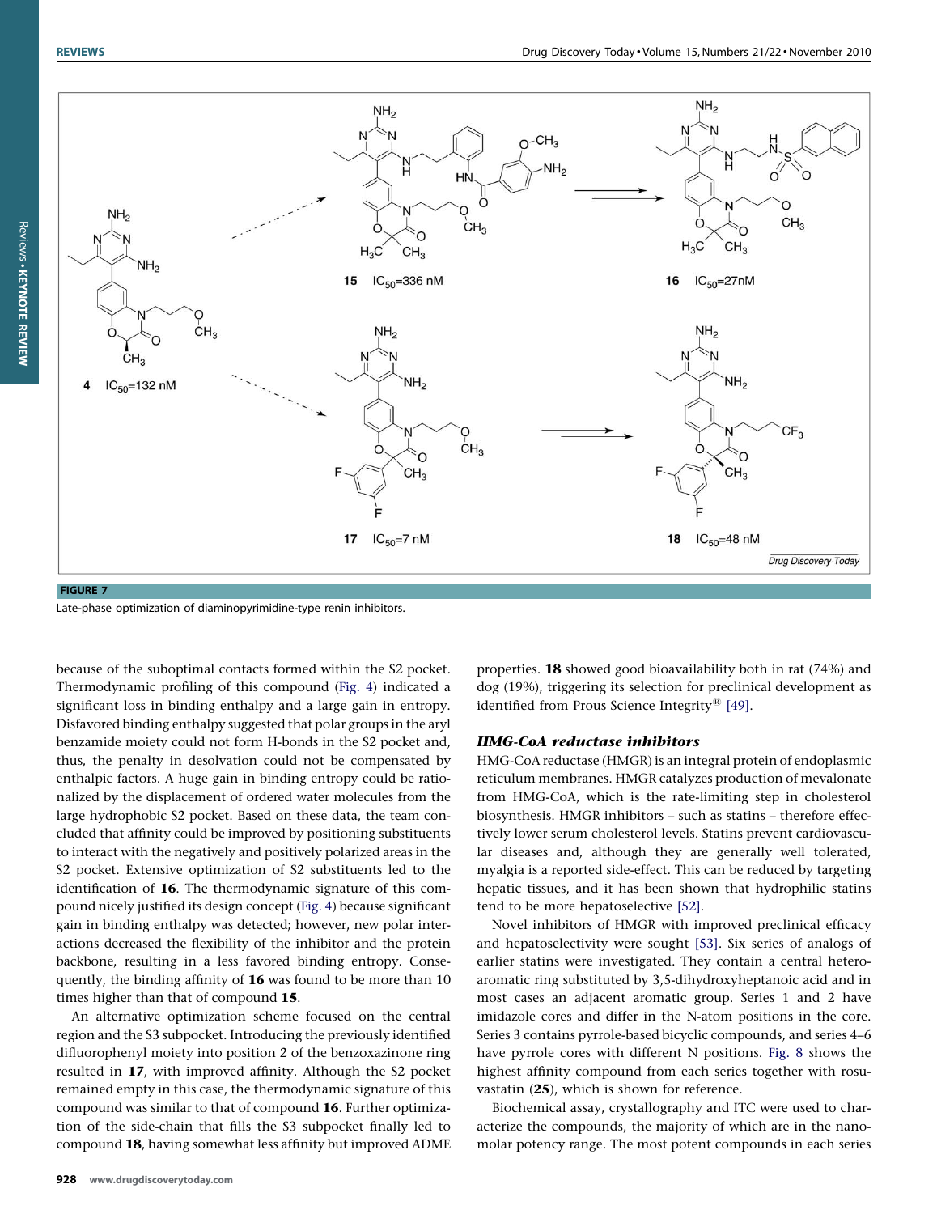FIGURE 7

Late-phase optimization of diaminopyrimidine-type renin inhibitors.

because of the suboptimal contacts formed within the S2 pocket. Thermodynamic profiling of this compound (Fig. 4) indicated a significant loss in binding enthalpy and a large gain in entropy. Disfavored binding enthalpy suggested that polar groups in the aryl benzamide moiety could not form H-bonds in the S2 pocket and, thus, the penalty in desolvation could not be compensated by enthalpic factors. A huge gain in binding entropy could be rationalized by the displacement of ordered water molecules from the large hydrophobic S2 pocket. Based on these data, the team concluded that affinity could be improved by positioning substituents to interact with the negatively and positively polarized areas in the S2 pocket. Extensive optimization of S2 substituents led to the identification of **16**. The thermodynamic signature of this compound nicely justified its design concept (Fig. 4) because significant gain in binding enthalpy was detected; however, new polar interactions decreased the flexibility of the inhibitor and the protein backbone, resulting in a less favored binding entropy. Consequently, the binding affinity of **16** was found to be more than 10 times higher than that of compound **15**.

An alternative optimization scheme focused on the central region and the S3 subpocket. Introducing the previously identified difluorophenyl moiety into position 2 of the benzoxazinone ring resulted in **17**, with improved affinity. Although the S2 pocket remained empty in this case, the thermodynamic signature of this compound was similar to that of compound **16**. Further optimization of the side-chain that fills the S3 subpocket finally led to compound **18**, having somewhat less affinity but improved ADME properties. **18** showed good bioavailability both in rat (74%) and dog (19%), triggering its selection for preclinical development as identified from Prous Science Integrity® [49].

### *HMG-CoA reductase inhibitors*

HMG-CoA reductase (HMGR) is an integral protein of endoplasmic reticulum membranes. HMGR catalyzes production of mevalonate from HMG-CoA, which is the rate-limiting step in cholesterol biosynthesis. HMGR inhibitors – such as statins – therefore effectively lower serum cholesterol levels. Statins prevent cardiovascular diseases and, although they are generally well tolerated, myalgia is a reported side-effect. This can be reduced by targeting hepatic tissues, and it has been shown that hydrophilic statins tend to be more hepatoselective [52].

Novel inhibitors of HMGR with improved preclinical efficacy and hepatoselectivity were sought [53]. Six series of analogs of earlier statins were investigated. They contain a central heteroaromatic ring substituted by 3,5-dihydroxyheptanoic acid and in most cases an adjacent aromatic group. Series 1 and 2 have imidazole cores and differ in the N-atom positions in the core. Series 3 contains pyrrole-based bicyclic compounds, and series 4–6 have pyrrole cores with different N positions. Fig. 8 shows the highest affinity compound from each series together with rosuvastatin (**25**), which is shown for reference.

Biochemical assay, crystallography and ITC were used to characterize the compounds, the majority of which are in the nanomolar potency range. The most potent compounds in each series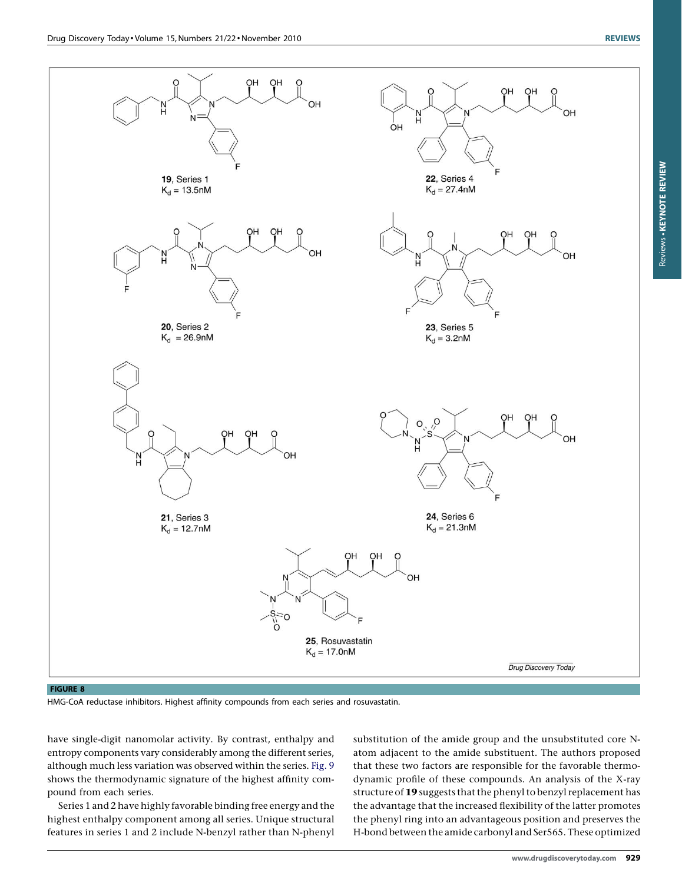**FIGURE 8**

HMG-CoA reductase inhibitors. Highest affinity compounds from each series and rosuvastatin.

have single-digit nanomolar activity. By contrast, enthalpy and entropy components vary considerably among the different series, although much less variation was observed within the series. Fig. 9 shows the thermodynamic signature of the highest affinity compound from each series.

Series 1 and 2 have highly favorable binding free energy and the highest enthalpy component among all series. Unique structural features in series 1 and 2 include N-benzyl rather than N-phenyl substitution of the amide group and the unsubstituted core N-atom adjacent to the amide substituent. The authors proposed that these two factors are responsible for the favorable thermodynamic profile of these compounds. An analysis of the X-ray structure of **19** suggests that the phenyl to benzyl replacement has the advantage that the increased flexibility of the latter promotes the phenyl ring into an advantageous position and preserves the H-bond between the amide carbonyl and Ser565. These optimized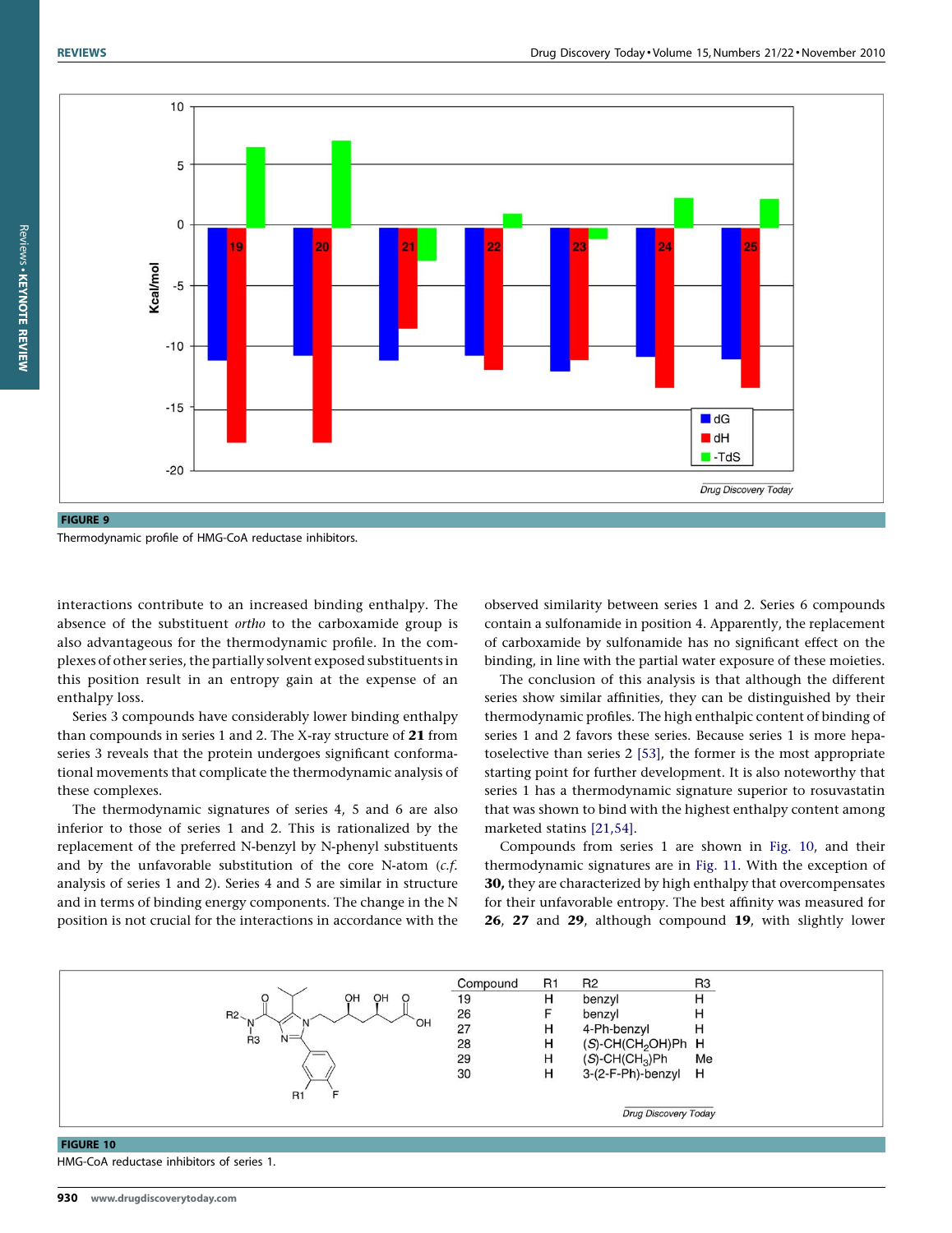FIGURE 9

Thermodynamic profile of HMG-CoA reductase inhibitors.

interactions contribute to an increased binding enthalpy. The absence of the substituent *ortho* to the carboxamide group is also advantageous for the thermodynamic profile. In the complexes of other series, the partially solvent exposed substituents in this position result in an entropy gain at the expense of an enthalpy loss.

Series 3 compounds have considerably lower binding enthalpy than compounds in series 1 and 2. The X-ray structure of **21** from series 3 reveals that the protein undergoes significant conformational movements that complicate the thermodynamic analysis of these complexes.

The thermodynamic signatures of series 4, 5 and 6 are also inferior to those of series 1 and 2. This is rationalized by the replacement of the preferred N-benzyl by N-phenyl substituents and by the unfavorable substitution of the core N-atom (*c.f.* analysis of series 1 and 2). Series 4 and 5 are similar in structure and in terms of binding energy components. The change in the N position is not crucial for the interactions in accordance with the observed similarity between series 1 and 2. Series 6 compounds contain a sulfonamide in position 4. Apparently, the replacement of carboxamide by sulfonamide has no significant effect on the binding, in line with the partial water exposure of these moieties.

The conclusion of this analysis is that although the different series show similar affinities, they can be distinguished by their thermodynamic profiles. The high enthalpic content of binding of series 1 and 2 favors these series. Because series 1 is more hepatoselective than series 2 [53], the former is the most appropriate starting point for further development. It is also noteworthy that series 1 has a thermodynamic signature superior to rosuvastatin that was shown to bind with the highest enthalpy content among marketed statins [21,54].

Compounds from series 1 are shown in Fig. 10, and their thermodynamic signatures are in Fig. 11. With the exception of **30,** they are characterized by high enthalpy that overcompensates for their unfavorable entropy. The best affinity was measured for **26**, **27** and **29**, although compound **19**, with slightly lower

| Compound | R1 | R2 | R3 |
|---|---|---|---|
| 19 | H | benzyl | H |
| 26 | F | benzyl | H |
| 27 | H | 4-Ph-benzyl | H |
| 28 | H | (*S*)-CH($CH_2$OH)Ph | H |
| 29 | H | (*S*)-CH($CH_3$)Ph | Me |
| 30 | H | 3-(2-F-Ph)-benzyl | H |

FIGURE 10

HMG-CoA reductase inhibitors of series 1.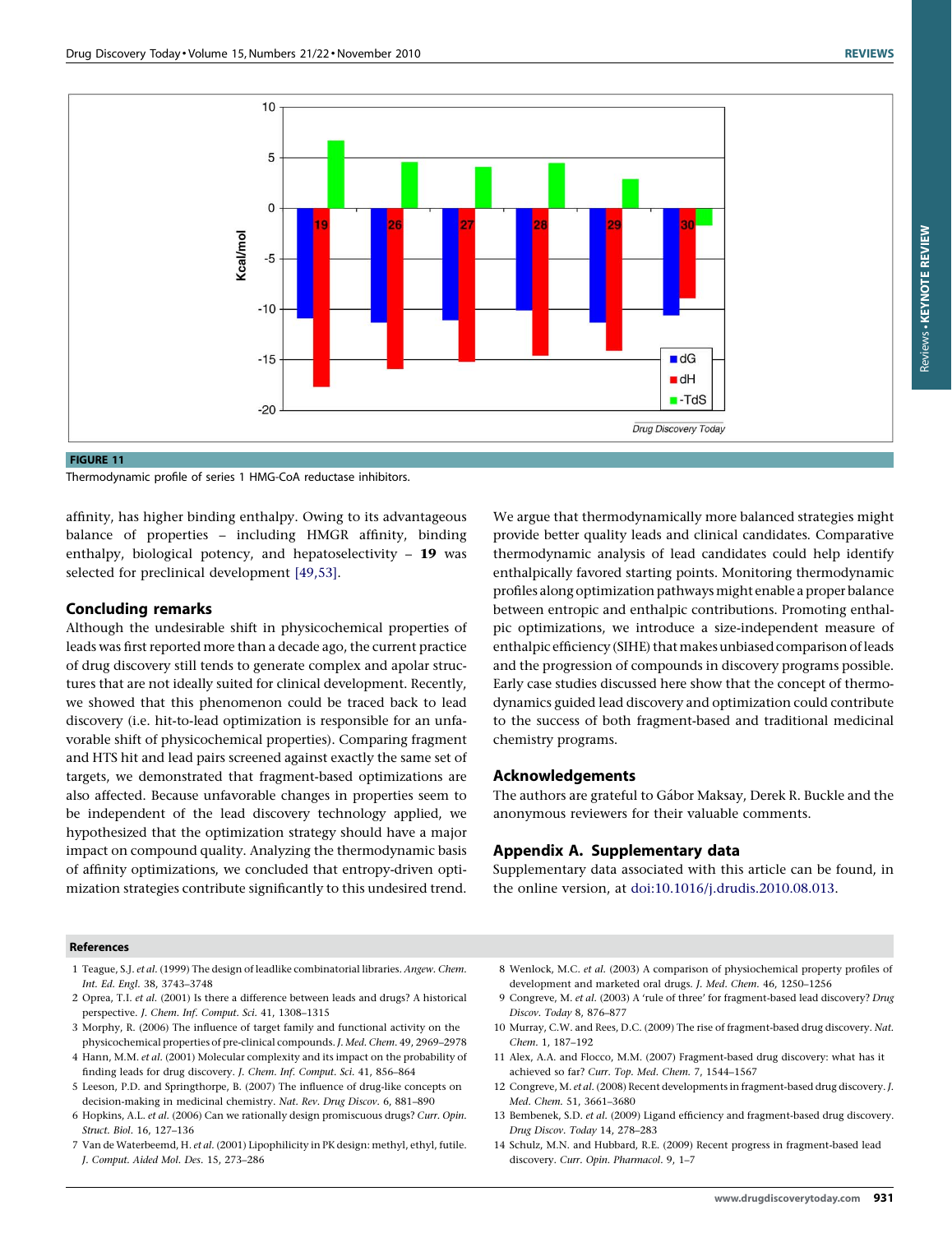10
5
0
-5
-10
-15
-20

Kcal/mol

19
26
27
28
29
30

dG
dH
-TdS

Drug Discovery Today

**FIGURE 11**

Thermodynamic profile of series 1 HMG-CoA reductase inhibitors.

affinity, has higher binding enthalpy. Owing to its advantageous balance of properties – including HMGR affinity, binding enthalpy, biological potency, and hepatoselectivity – **19** was selected for preclinical development [49,53].

## Concluding remarks

Although the undesirable shift in physicochemical properties of leads was first reported more than a decade ago, the current practice of drug discovery still tends to generate complex and apolar structures that are not ideally suited for clinical development. Recently, we showed that this phenomenon could be traced back to lead discovery (i.e. hit-to-lead optimization is responsible for an unfavorable shift of physicochemical properties). Comparing fragment and HTS hit and lead pairs screened against exactly the same set of targets, we demonstrated that fragment-based optimizations are also affected. Because unfavorable changes in properties seem to be independent of the lead discovery technology applied, we hypothesized that the optimization strategy should have a major impact on compound quality. Analyzing the thermodynamic basis of affinity optimizations, we concluded that entropy-driven optimization strategies contribute significantly to this undesired trend. We argue that thermodynamically more balanced strategies might provide better quality leads and clinical candidates. Comparative thermodynamic analysis of lead candidates could help identify enthalpically favored starting points. Monitoring thermodynamic profiles along optimization pathways might enable a proper balance between entropic and enthalpic contributions. Promoting enthalpic optimizations, we introduce a size-independent measure of enthalpic efficiency (SIHE) that makes unbiased comparison of leads and the progression of compounds in discovery programs possible. Early case studies discussed here show that the concept of thermodynamics guided lead discovery and optimization could contribute to the success of both fragment-based and traditional medicinal chemistry programs.

## Acknowledgements

The authors are grateful to Gábor Maksay, Derek R. Buckle and the anonymous reviewers for their valuable comments.

## Appendix A. Supplementary data

Supplementary data associated with this article can be found, in the online version, at doi:10.1016/j.drudis.2010.08.013.

## References

1 Teague, S.J. *et al.* (1999) The design of leadlike combinatorial libraries. *Angew. Chem. Int. Ed. Engl.* 38, 3743–3748

2 Oprea, T.I. *et al.* (2001) Is there a difference between leads and drugs? A historical perspective. *J. Chem. Inf. Comput. Sci.* 41, 1308–1315

3 Morphy, R. (2006) The influence of target family and functional activity on the physicochemical properties of pre-clinical compounds. *J. Med. Chem.* 49, 2969–2978

4 Hann, M.M. *et al.* (2001) Molecular complexity and its impact on the probability of finding leads for drug discovery. *J. Chem. Inf. Comput. Sci.* 41, 856–864

5 Leeson, P.D. and Springthorpe, B. (2007) The influence of drug-like concepts on decision-making in medicinal chemistry. *Nat. Rev. Drug Discov.* 6, 881–890

6 Hopkins, A.L. *et al.* (2006) Can we rationally design promiscuous drugs? *Curr. Opin. Struct. Biol.* 16, 127–136

7 Van de Waterbeemd, H. *et al.* (2001) Lipophilicity in PK design: methyl, ethyl, futile. *J. Comput. Aided Mol. Des.* 15, 273–286

8 Wenlock, M.C. *et al.* (2003) A comparison of physiochemical property profiles of development and marketed oral drugs. *J. Med. Chem.* 46, 1250–1256

9 Congreve, M. *et al.* (2003) A 'rule of three' for fragment-based lead discovery? *Drug Discov. Today* 8, 876–877

10 Murray, C.W. and Rees, D.C. (2009) The rise of fragment-based drug discovery. *Nat. Chem.* 1, 187–192

11 Alex, A.A. and Flocco, M.M. (2007) Fragment-based drug discovery: what has it achieved so far? *Curr. Top. Med. Chem.* 7, 1544–1567

12 Congreve, M. *et al.* (2008) Recent developments in fragment-based drug discovery. *J. Med. Chem.* 51, 3661–3680

13 Bembenek, S.D. *et al.* (2009) Ligand efficiency and fragment-based drug discovery. *Drug Discov. Today* 14, 278–283

14 Schulz, M.N. and Hubbard, R.E. (2009) Recent progress in fragment-based lead discovery. *Curr. Opin. Pharmacol.* 9, 1–7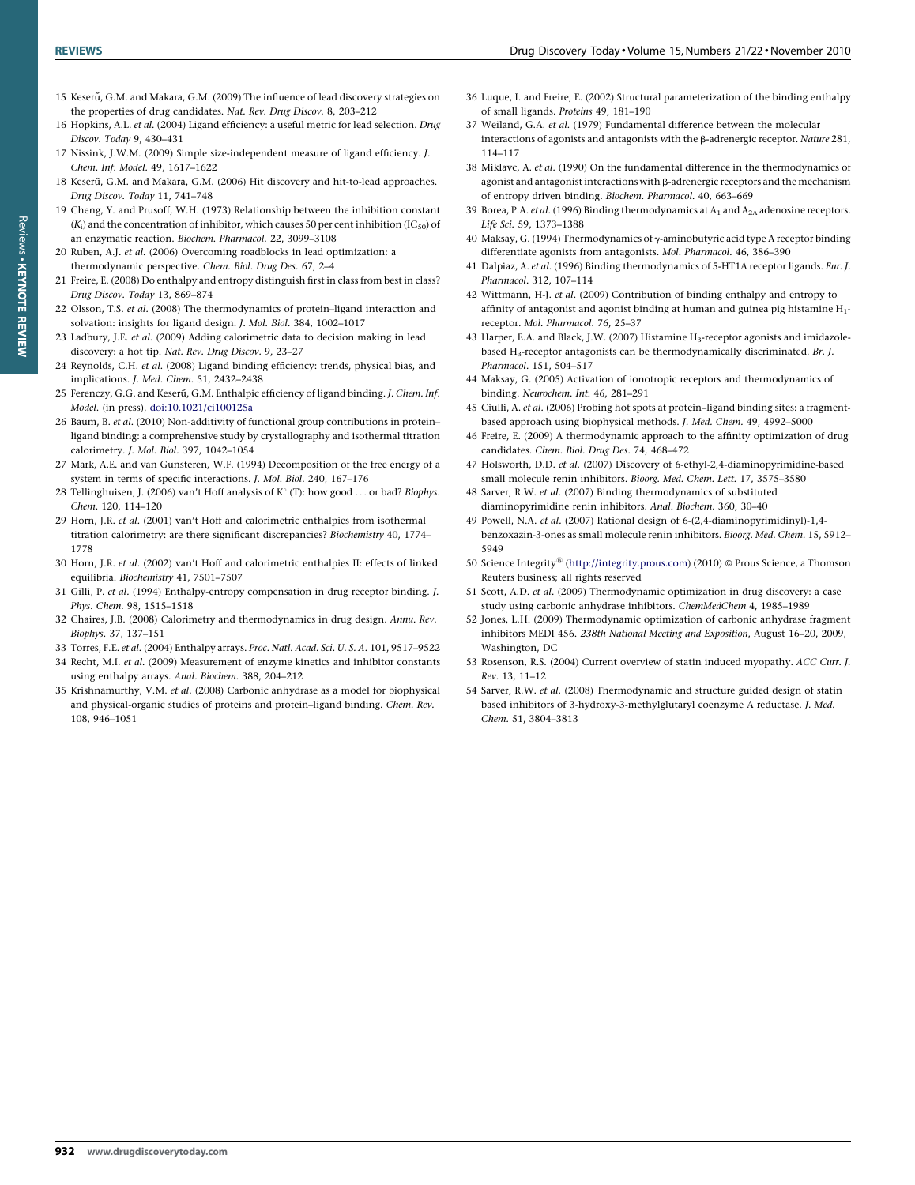15 Keserű, G.M. and Makara, G.M. (2009) The influence of lead discovery strategies on the properties of drug candidates. *Nat. Rev. Drug Discov.* 8, 203–212

16 Hopkins, A.L. *et al.* (2004) Ligand efficiency: a useful metric for lead selection. *Drug Discov. Today* 9, 430–431

17 Nissink, J.W.M. (2009) Simple size-independent measure of ligand efficiency. *J. Chem. Inf. Model.* 49, 1617–1622

18 Keserű, G.M. and Makara, G.M. (2006) Hit discovery and hit-to-lead approaches. *Drug Discov. Today* 11, 741–748

19 Cheng, Y. and Prusoff, W.H. (1973) Relationship between the inhibition constant ($K_i$) and the concentration of inhibitor, which causes 50 per cent inhibition ($IC_{50}$) of an enzymatic reaction. *Biochem. Pharmacol.* 22, 3099–3108

20 Ruben, A.J. *et al.* (2006) Overcoming roadblocks in lead optimization: a thermodynamic perspective. *Chem. Biol. Drug Des.* 67, 2–4

21 Freire, E. (2008) Do enthalpy and entropy distinguish first in class from best in class? *Drug Discov. Today* 13, 869–874

22 Olsson, T.S. *et al.* (2008) The thermodynamics of protein–ligand interaction and solvation: insights for ligand design. *J. Mol. Biol.* 384, 1002–1017

23 Ladbury, J.E. *et al.* (2009) Adding calorimetric data to decision making in lead discovery: a hot tip. *Nat. Rev. Drug Discov.* 9, 23–27

24 Reynolds, C.H. *et al.* (2008) Ligand binding efficiency: trends, physical bias, and implications. *J. Med. Chem.* 51, 2432–2438

25 Ferenczy, G.G. and Keserű, G.M. Enthalpic efficiency of ligand binding. *J. Chem. Inf. Model.* (in press), doi:10.1021/ci100125a

26 Baum, B. *et al.* (2010) Non-additivity of functional group contributions in protein–ligand binding: a comprehensive study by crystallography and isothermal titration calorimetry. *J. Mol. Biol.* 397, 1042–1054

27 Mark, A.E. and van Gunsteren, W.F. (1994) Decomposition of the free energy of a system in terms of specific interactions. *J. Mol. Biol.* 240, 167–176

28 Tellinghuisen, J. (2006) van't Hoff analysis of K° (T): how good ... or bad? *Biophys. Chem.* 120, 114–120

29 Horn, J.R. *et al.* (2001) van't Hoff and calorimetric enthalpies from isothermal titration calorimetry: are there significant discrepancies? *Biochemistry* 40, 1774–1778

30 Horn, J.R. *et al.* (2002) van't Hoff and calorimetric enthalpies II: effects of linked equilibria. *Biochemistry* 41, 7501–7507

31 Gilli, P. *et al.* (1994) Enthalpy-entropy compensation in drug receptor binding. *J. Phys. Chem.* 98, 1515–1518

32 Chaires, J.B. (2008) Calorimetry and thermodynamics in drug design. *Annu. Rev. Biophys.* 37, 137–151

33 Torres, F.E. *et al.* (2004) Enthalpy arrays. *Proc. Natl. Acad. Sci. U. S. A.* 101, 9517–9522

34 Recht, M.I. *et al.* (2009) Measurement of enzyme kinetics and inhibitor constants using enthalpy arrays. *Anal. Biochem.* 388, 204–212

35 Krishnamurthy, V.M. *et al.* (2008) Carbonic anhydrase as a model for biophysical and physical-organic studies of proteins and protein–ligand binding. *Chem. Rev.* 108, 946–1051

36 Luque, I. and Freire, E. (2002) Structural parameterization of the binding enthalpy of small ligands. *Proteins* 49, 181–190

37 Weiland, G.A. *et al.* (1979) Fundamental difference between the molecular interactions of agonists and antagonists with the β-adrenergic receptor. *Nature* 281, 114–117

38 Miklavc, A. *et al.* (1990) On the fundamental difference in the thermodynamics of agonist and antagonist interactions with β-adrenergic receptors and the mechanism of entropy driven binding. *Biochem. Pharmacol.* 40, 663–669

39 Borea, P.A. *et al.* (1996) Binding thermodynamics at $A_1$ and $A_{2A}$ adenosine receptors. *Life Sci.* 59, 1373–1388

40 Maksay, G. (1994) Thermodynamics of γ-aminobutyric acid type A receptor binding differentiate agonists from antagonists. *Mol. Pharmacol.* 46, 386–390

41 Dalpiaz, A. *et al.* (1996) Binding thermodynamics of 5-HT1A receptor ligands. *Eur. J. Pharmacol.* 312, 107–114

42 Wittmann, H-J. *et al.* (2009) Contribution of binding enthalpy and entropy to affinity of antagonist and agonist binding at human and guinea pig histamine $H_1$-receptor. *Mol. Pharmacol.* 76, 25–37

43 Harper, E.A. and Black, J.W. (2007) Histamine $H_3$-receptor agonists and imidazole-based $H_3$-receptor antagonists can be thermodynamically discriminated. *Br. J. Pharmacol.* 151, 504–517

44 Maksay, G. (2005) Activation of ionotropic receptors and thermodynamics of binding. *Neurochem. Int.* 46, 281–291

45 Ciulli, A. *et al.* (2006) Probing hot spots at protein–ligand binding sites: a fragment-based approach using biophysical methods. *J. Med. Chem.* 49, 4992–5000

46 Freire, E. (2009) A thermodynamic approach to the affinity optimization of drug candidates. *Chem. Biol. Drug Des.* 74, 468–472

47 Holsworth, D.D. *et al.* (2007) Discovery of 6-ethyl-2,4-diaminopyrimidine-based small molecule renin inhibitors. *Bioorg. Med. Chem. Lett.* 17, 3575–3580

48 Sarver, R.W. *et al.* (2007) Binding thermodynamics of substituted diaminopyrimidine renin inhibitors. *Anal. Biochem.* 360, 30–40

49 Powell, N.A. *et al.* (2007) Rational design of 6-(2,4-diaminopyrimidinyl)-1,4-benzoxazin-3-ones as small molecule renin inhibitors. *Bioorg. Med. Chem.* 15, 5912–5949

50 Science Integrity® (http://integrity.prous.com) (2010) © Prous Science, a Thomson Reuters business; all rights reserved

51 Scott, A.D. *et al.* (2009) Thermodynamic optimization in drug discovery: a case study using carbonic anhydrase inhibitors. *ChemMedChem* 4, 1985–1989

52 Jones, L.H. (2009) Thermodynamic optimization of carbonic anhydrase fragment inhibitors MEDI 456. *238th National Meeting and Exposition*, August 16–20, 2009, Washington, DC

53 Rosenson, R.S. (2004) Current overview of statin induced myopathy. *ACC Curr. J. Rev.* 13, 11–12

54 Sarver, R.W. *et al.* (2008) Thermodynamic and structure guided design of statin based inhibitors of 3-hydroxy-3-methylglutaryl coenzyme A reductase. *J. Med. Chem.* 51, 3804–3813